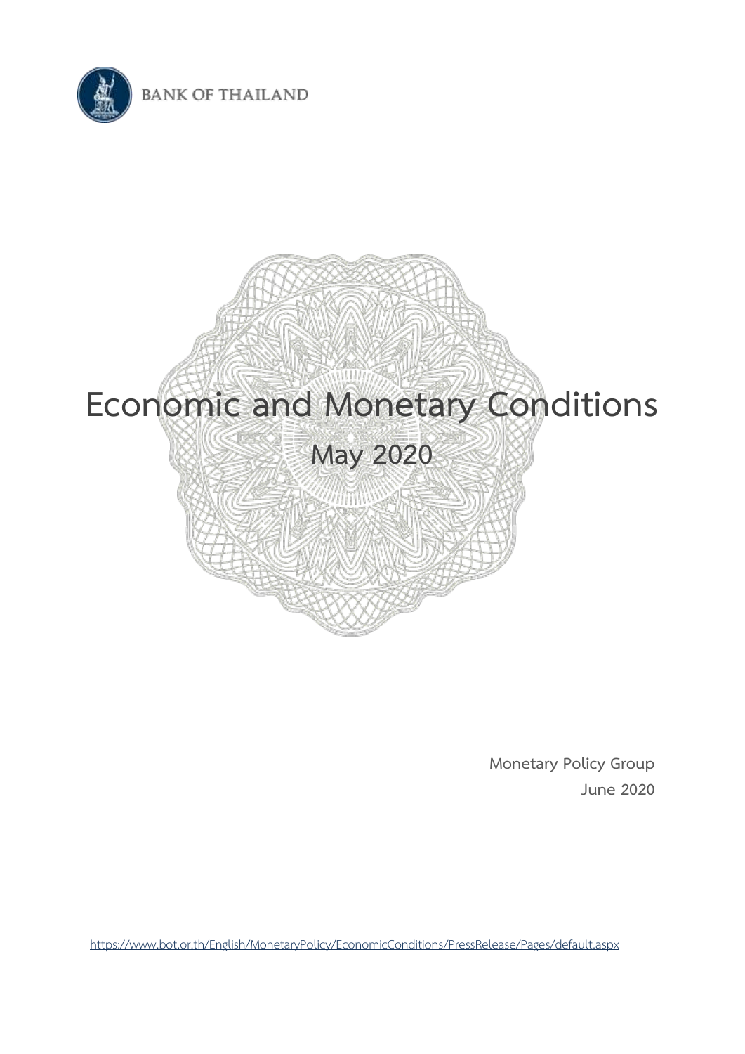BANK OF THAILAND

# Economic and Monetary Conditions

## May 2020

Monetary Policy Group

June 2020

https://www.bot.or.th/English/MonetaryPolicy/EconomicConditions/PressRelease/Pages/default.aspx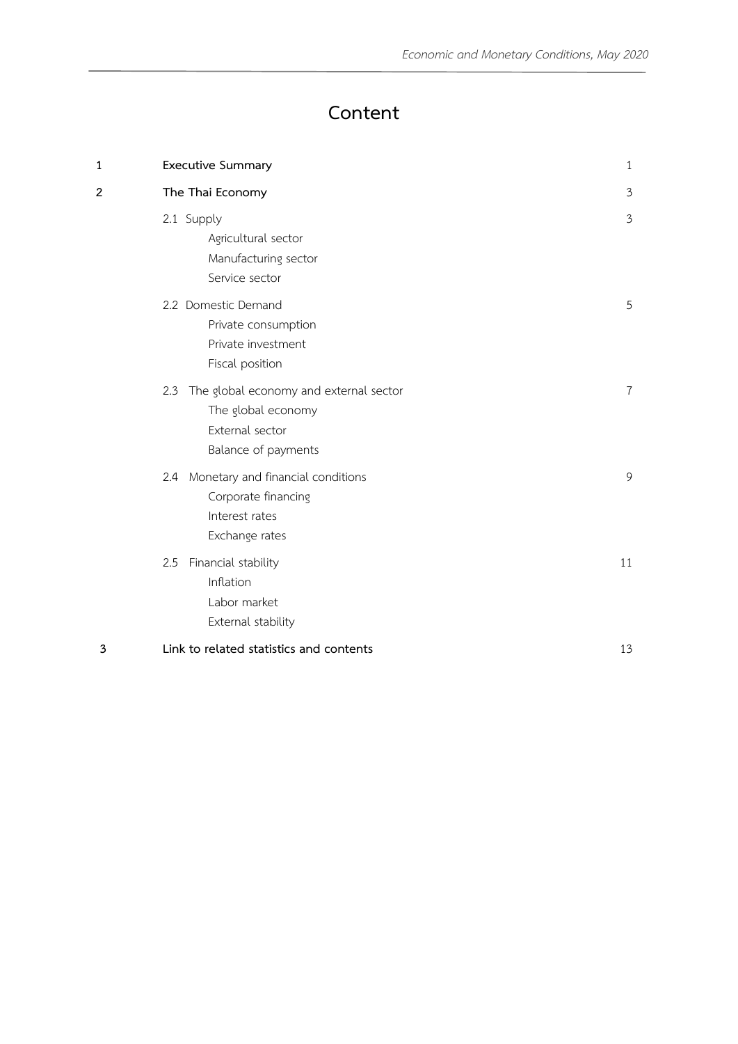# Content

| | | |
|---|---|---|
| **1** | **Executive Summary** | 1 |
| **2** | **The Thai Economy** | 3 |
| | 2.1 Supply<br>Agricultural sector<br>Manufacturing sector<br>Service sector | 3 |
| | 2.2 Domestic Demand<br>Private consumption<br>Private investment<br>Fiscal position | 5 |
| | 2.3 The global economy and external sector<br>The global economy<br>External sector<br>Balance of payments | 7 |
| | 2.4 Monetary and financial conditions<br>Corporate financing<br>Interest rates<br>Exchange rates | 9 |
| | 2.5 Financial stability<br>Inflation<br>Labor market<br>External stability | 11 |
| **3** | **Link to related statistics and contents** | 13 |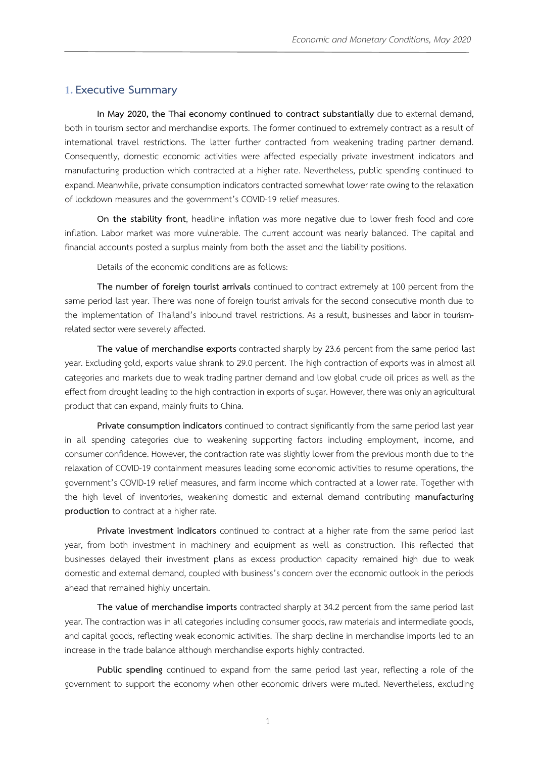## 1. Executive Summary

**In May 2020, the Thai economy continued to contract substantially** due to external demand, both in tourism sector and merchandise exports. The former continued to extremely contract as a result of international travel restrictions. The latter further contracted from weakening trading partner demand. Consequently, domestic economic activities were affected especially private investment indicators and manufacturing production which contracted at a higher rate. Nevertheless, public spending continued to expand. Meanwhile, private consumption indicators contracted somewhat lower rate owing to the relaxation of lockdown measures and the government's COVID-19 relief measures.

**On the stability front**, headline inflation was more negative due to lower fresh food and core inflation. Labor market was more vulnerable. The current account was nearly balanced. The capital and financial accounts posted a surplus mainly from both the asset and the liability positions.

Details of the economic conditions are as follows:

**The number of foreign tourist arrivals** continued to contract extremely at 100 percent from the same period last year. There was none of foreign tourist arrivals for the second consecutive month due to the implementation of Thailand's inbound travel restrictions. As a result, businesses and labor in tourism-related sector were severely affected.

**The value of merchandise exports** contracted sharply by 23.6 percent from the same period last year. Excluding gold, exports value shrank to 29.0 percent. The high contraction of exports was in almost all categories and markets due to weak trading partner demand and low global crude oil prices as well as the effect from drought leading to the high contraction in exports of sugar. However, there was only an agricultural product that can expand, mainly fruits to China.

**Private consumption indicators** continued to contract significantly from the same period last year in all spending categories due to weakening supporting factors including employment, income, and consumer confidence. However, the contraction rate was slightly lower from the previous month due to the relaxation of COVID-19 containment measures leading some economic activities to resume operations, the government's COVID-19 relief measures, and farm income which contracted at a lower rate. Together with the high level of inventories, weakening domestic and external demand contributing **manufacturing production** to contract at a higher rate.

**Private investment indicators** continued to contract at a higher rate from the same period last year, from both investment in machinery and equipment as well as construction. This reflected that businesses delayed their investment plans as excess production capacity remained high due to weak domestic and external demand, coupled with business's concern over the economic outlook in the periods ahead that remained highly uncertain.

**The value of merchandise imports** contracted sharply at 34.2 percent from the same period last year. The contraction was in all categories including consumer goods, raw materials and intermediate goods, and capital goods, reflecting weak economic activities. The sharp decline in merchandise imports led to an increase in the trade balance although merchandise exports highly contracted.

**Public spending** continued to expand from the same period last year, reflecting a role of the government to support the economy when other economic drivers were muted. Nevertheless, excluding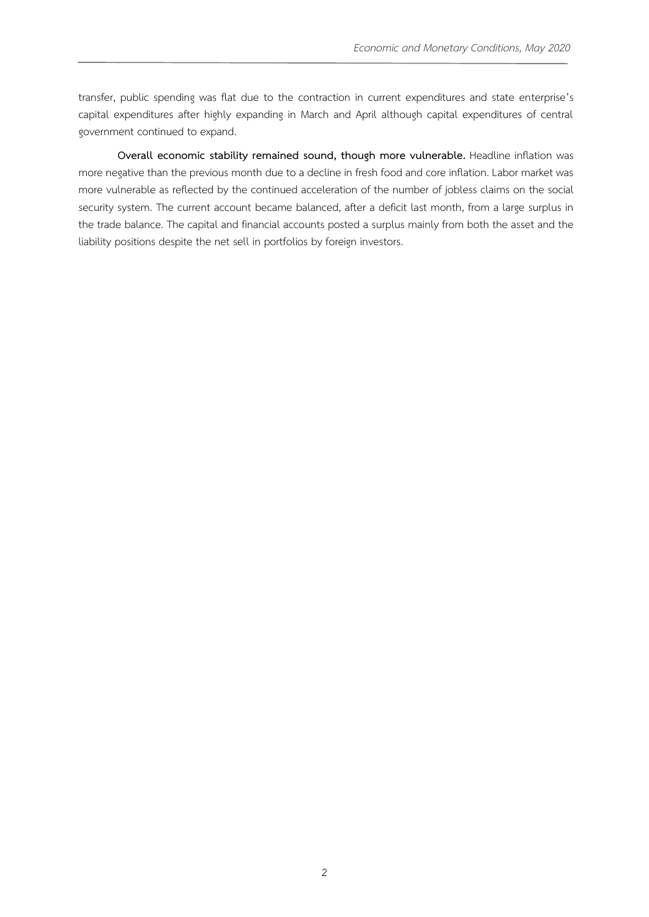transfer, public spending was flat due to the contraction in current expenditures and state enterprise's capital expenditures after highly expanding in March and April although capital expenditures of central government continued to expand.

**Overall economic stability remained sound, though more vulnerable.** Headline inflation was more negative than the previous month due to a decline in fresh food and core inflation. Labor market was more vulnerable as reflected by the continued acceleration of the number of jobless claims on the social security system. The current account became balanced, after a deficit last month, from a large surplus in the trade balance. The capital and financial accounts posted a surplus mainly from both the asset and the liability positions despite the net sell in portfolios by foreign investors.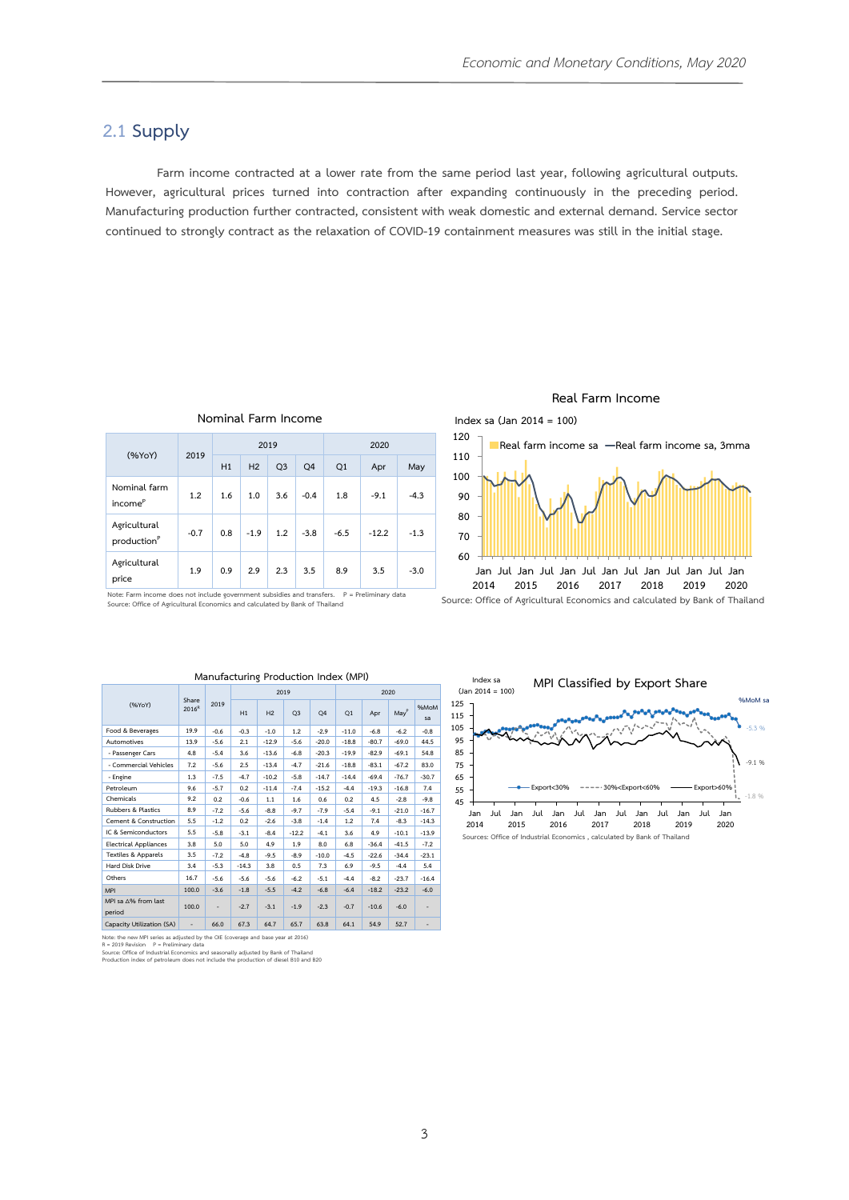## 2.1 Supply

Farm income contracted at a lower rate from the same period last year, following agricultural outputs. However, agricultural prices turned into contraction after expanding continuously in the preceding period. Manufacturing production further contracted, consistent with weak domestic and external demand. Service sector continued to strongly contract as the relaxation of COVID-19 containment measures was still in the initial stage.

**Nominal Farm Income**

| (%YoY) | 2019 | 2019 | | | | 2020 | | |
|---|---|---|---|---|---|---|---|---|
| | | H1 | H2 | Q3 | Q4 | Q1 | Apr | May |
| Nominal farm income[P] | 1.2 | 1.6 | 1.0 | 3.6 | -0.4 | 1.8 | -9.1 | -4.3 |
| Agricultural production[P] | -0.7 | 0.8 | -1.9 | 1.2 | -3.8 | -6.5 | -12.2 | -1.3 |
| Agricultural price | 1.9 | 0.9 | 2.9 | 2.3 | 3.5 | 8.9 | 3.5 | -3.0 |

Note: Farm income does not include government subsidies and transfers. P = Preliminary data
Source: Office of Agricultural Economics and calculated by Bank of Thailand

**Real Farm Income**

Source: Office of Agricultural Economics and calculated by Bank of Thailand

**Manufacturing Production Index (MPI)**

| (%YoY) | Share 2016[R] | 2019 | 2019 | | | | 2020 | | | |
|---|---|---|---|---|---|---|---|---|---|---|
| | | | H1 | H2 | Q3 | Q4 | Q1 | Apr | May[P] | %MoM sa |
| Food & Beverages | 19.9 | -0.6 | -0.3 | -1.0 | 1.2 | -2.9 | -11.0 | -6.8 | -6.2 | -0.8 |
| Automotives | 13.9 | -5.6 | 2.1 | -12.9 | -5.6 | -20.0 | -18.8 | -80.7 | -69.0 | 44.5 |
| - Passenger Cars | 4.8 | -5.4 | 3.6 | -13.6 | -6.8 | -20.3 | -19.9 | -82.9 | -69.1 | 54.8 |
| - Commercial Vehicles | 7.2 | -5.6 | 2.5 | -13.4 | -4.7 | -21.6 | -18.8 | -83.1 | -67.2 | 83.0 |
| - Engine | 1.3 | -7.5 | -4.7 | -10.2 | -5.8 | -14.7 | -14.4 | -69.4 | -76.7 | -30.7 |
| Petroleum | 9.6 | -5.7 | 0.2 | -11.4 | -7.4 | -15.2 | -4.4 | -19.3 | -16.8 | 7.4 |
| Chemicals | 9.2 | 0.2 | -0.6 | 1.1 | 1.6 | 0.6 | 0.2 | 4.5 | -2.8 | -9.8 |
| Rubbers & Plastics | 8.9 | -7.2 | -5.6 | -8.8 | -9.7 | -7.9 | -5.4 | -9.1 | -21.0 | -16.7 |
| Cement & Construction | 5.5 | -1.2 | 0.2 | -2.6 | -3.8 | -1.4 | 1.2 | 7.4 | -8.3 | -14.3 |
| IC & Semiconductors | 5.5 | -5.8 | -3.1 | -8.4 | -12.2 | -4.1 | 3.6 | 4.9 | -10.1 | -13.9 |
| Electrical Appliances | 3.8 | 5.0 | 5.0 | 4.9 | 1.9 | 8.0 | 6.8 | -36.4 | -41.5 | -7.2 |
| Textiles & Apparels | 3.5 | -7.2 | -4.8 | -9.5 | -8.9 | -10.0 | -4.5 | -22.6 | -34.4 | -23.1 |
| Hard Disk Drive | 3.4 | -5.3 | -14.3 | 3.8 | 0.5 | 7.3 | 6.9 | -9.5 | -4.4 | 5.4 |
| Others | 16.7 | -5.6 | -5.6 | -5.6 | -6.2 | -5.1 | -4.4 | -8.2 | -23.7 | -16.4 |
| MPI | 100.0 | -3.6 | -1.8 | -5.5 | -4.2 | -6.8 | -6.4 | -18.2 | -23.2 | -6.0 |
| MPI sa Δ% from last period | 100.0 | - | -2.7 | -3.1 | -1.9 | -2.3 | -0.7 | -10.6 | -6.0 | - |
| Capacity Utilization (SA) | - | 66.0 | 67.3 | 64.7 | 65.7 | 63.8 | 64.1 | 54.9 | 52.7 | - |

Note: the new MPI series as adjusted by the OIE (coverage and base year at 2016)
R = 2019 Revision P = Preliminary data
Source: Office of Industrial Economics and seasonally adjusted by Bank of Thailand
Production index of petroleum does not include the production of diesel B10 and B20

**MPI Classified by Export Share**

Sources: Office of Industrial Economics , calculated by Bank of Thailand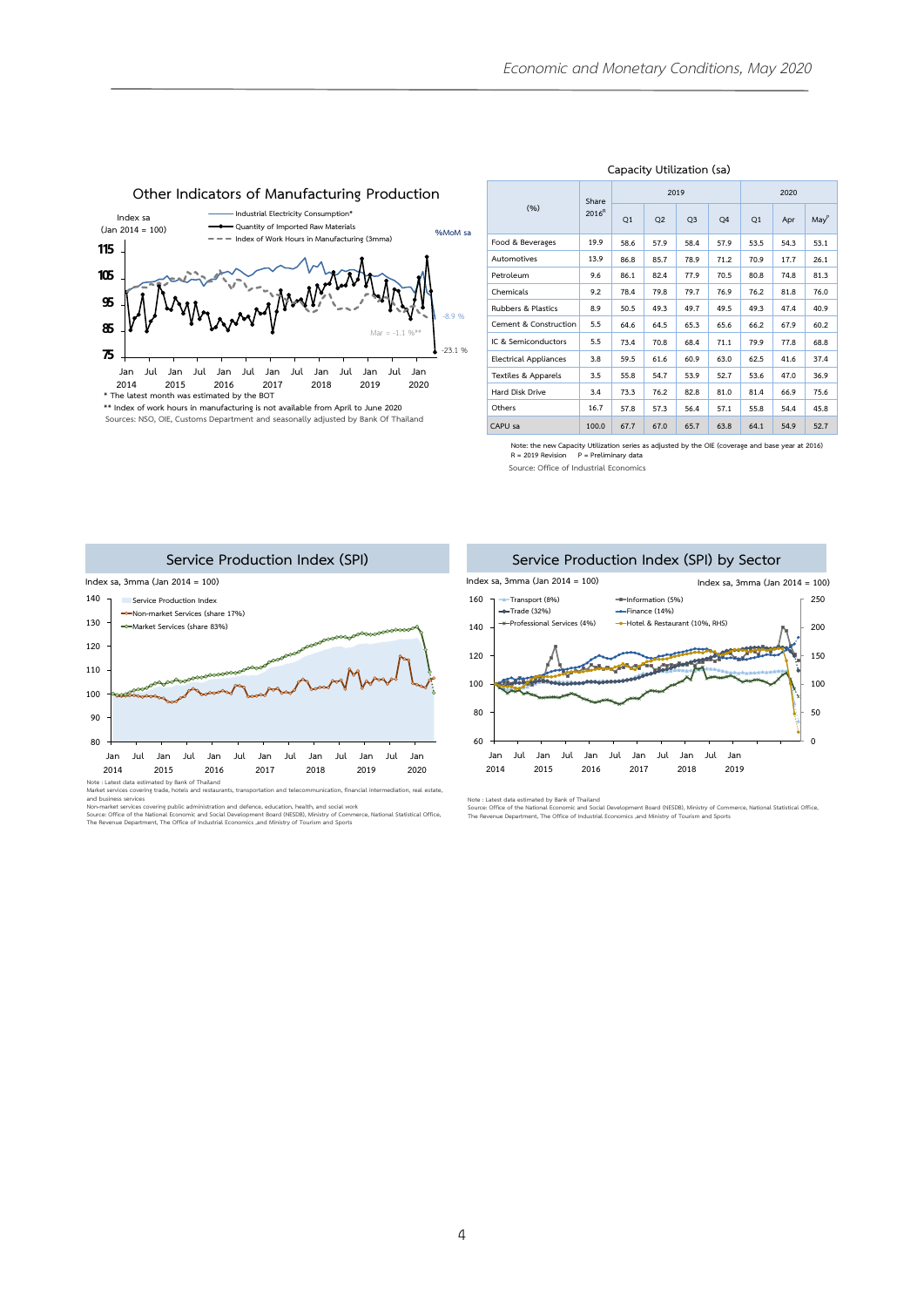## Other Indicators of Manufacturing Production

Index sa (Jan 2014 = 100)

- Industrial Electricity Consumption*
- Quantity of Imported Raw Materials
- Index of Work Hours in Manufacturing (3mma)

%MoM sa: -8.9 %, Mar = -1.1 %**, -23.1 %

\* The latest month was estimated by the BOT

\*\* Index of work hours in manufacturing is not available from April to June 2020

Sources: NSO, OIE, Customs Department and seasonally adjusted by Bank Of Thailand

## Capacity Utilization (sa)

| (%) | Share 2016[R] | 2019 | | | | 2020 | | |
|---|---|---|---|---|---|---|---|---|
| | | Q1 | Q2 | Q3 | Q4 | Q1 | Apr | May[P] |
| Food & Beverages | 19.9 | 58.6 | 57.9 | 58.4 | 57.9 | 53.5 | 54.3 | 53.1 |
| Automotives | 13.9 | 86.8 | 85.7 | 78.9 | 71.2 | 70.9 | 17.7 | 26.1 |
| Petroleum | 9.6 | 86.1 | 82.4 | 77.9 | 70.5 | 80.8 | 74.8 | 81.3 |
| Chemicals | 9.2 | 78.4 | 79.8 | 79.7 | 76.9 | 76.2 | 81.8 | 76.0 |
| Rubbers & Plastics | 8.9 | 50.5 | 49.3 | 49.7 | 49.5 | 49.3 | 47.4 | 40.9 |
| Cement & Construction | 5.5 | 64.6 | 64.5 | 65.3 | 65.6 | 66.2 | 67.9 | 60.2 |
| IC & Semiconductors | 5.5 | 73.4 | 70.8 | 68.4 | 71.1 | 79.9 | 77.8 | 68.8 |
| Electrical Appliances | 3.8 | 59.5 | 61.6 | 60.9 | 63.0 | 62.5 | 41.6 | 37.4 |
| Textiles & Apparels | 3.5 | 55.8 | 54.7 | 53.9 | 52.7 | 53.6 | 47.0 | 36.9 |
| Hard Disk Drive | 3.4 | 73.3 | 76.2 | 82.8 | 81.0 | 81.4 | 66.9 | 75.6 |
| Others | 16.7 | 57.8 | 57.3 | 56.4 | 57.1 | 55.8 | 54.4 | 45.8 |
| CAPU sa | 100.0 | 67.7 | 67.0 | 65.7 | 63.8 | 64.1 | 54.9 | 52.7 |

Note: the new Capacity Utilization series as adjusted by the OIE (coverage and base year at 2016)
R = 2019 Revision P = Preliminary data

Source: Office of Industrial Economics

## Service Production Index (SPI)

Index sa, 3mma (Jan 2014 = 100)

- Service Production Index
- Non-market Services (share 17%)
- Market Services (share 83%)

Note : Latest data estimated by Bank of Thailand

Market services covering trade, hotels and restaurants, transportation and telecommunication, financial intermediation, real estate, and business services

Non-market services covering public administration and defence, education, health, and social work

Source: Office of the National Economic and Social Development Board (NESDB), Ministry of Commerce, National Statistical Office, The Revenue Department, The Office of Industrial Economics ,and Ministry of Tourism and Sports

## Service Production Index (SPI) by Sector

Index sa, 3mma (Jan 2014 = 100) — Index sa, 3mma (Jan 2014 = 100)

- Transport (8%)
- Trade (32%)
- Professional Services (4%)
- Information (5%)
- Finance (14%)
- Hotel & Restaurant (10%, RHS)

Note : Latest data estimated by Bank of Thailand

Source: Office of the National Economic and Social Development Board (NESDB), Ministry of Commerce, National Statistical Office, The Revenue Department, The Office of Industrial Economics ,and Ministry of Tourism and Sports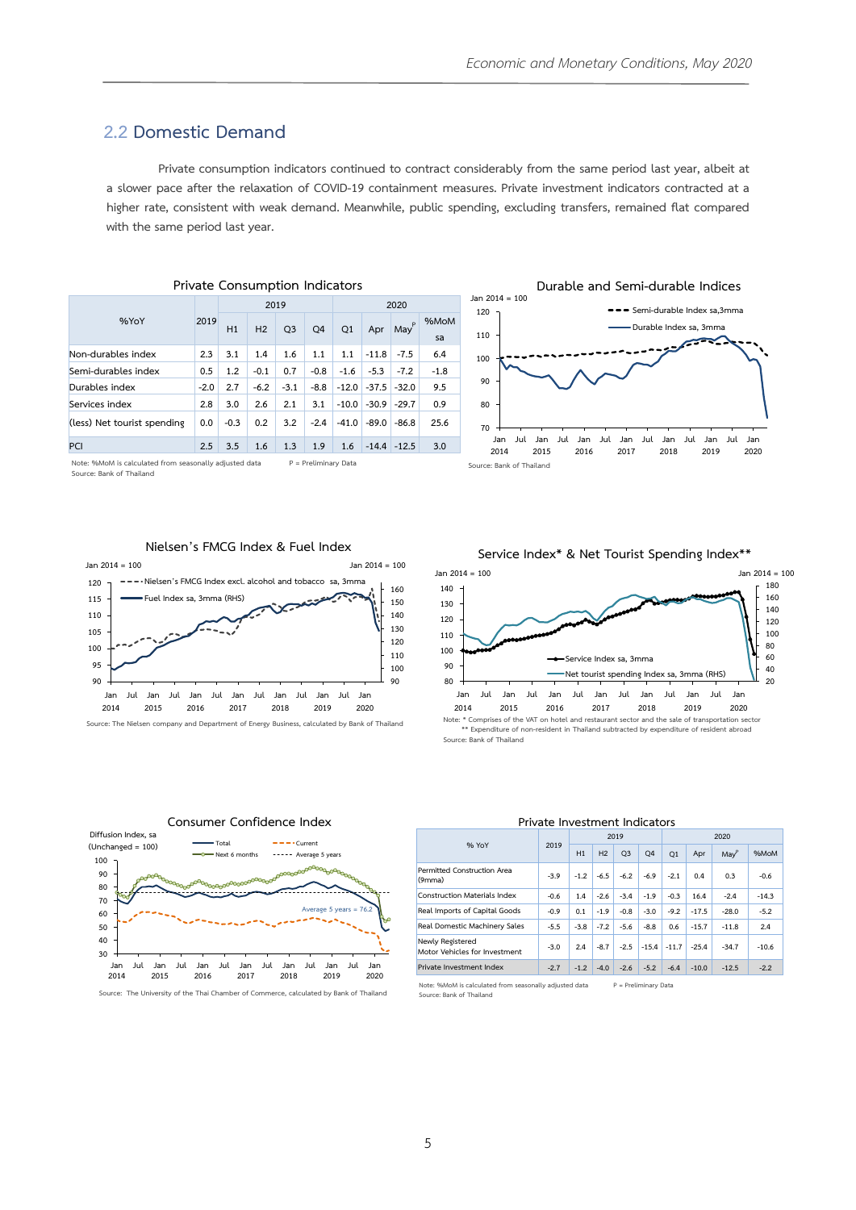## 2.2 Domestic Demand

Private consumption indicators continued to contract considerably from the same period last year, albeit at a slower pace after the relaxation of COVID-19 containment measures. Private investment indicators contracted at a higher rate, consistent with weak demand. Meanwhile, public spending, excluding transfers, remained flat compared with the same period last year.

**Private Consumption Indicators**

| %YoY | 2019 | 2019 | | | | 2020 | | | |
|---|---|---|---|---|---|---|---|---|---|
| | | H1 | H2 | Q3 | Q4 | Q1 | Apr | May^P | %MoM sa |
| Non-durables index | 2.3 | 3.1 | 1.4 | 1.6 | 1.1 | 1.1 | -11.8 | -7.5 | 6.4 |
| Semi-durables index | 0.5 | 1.2 | -0.1 | 0.7 | -0.8 | -1.6 | -5.3 | -7.2 | -1.8 |
| Durables index | -2.0 | 2.7 | -6.2 | -3.1 | -8.8 | -12.0 | -37.5 | -32.0 | 9.5 |
| Services index | 2.8 | 3.0 | 2.6 | 2.1 | 3.1 | -10.0 | -30.9 | -29.7 | 0.9 |
| (less) Net tourist spending | 0.0 | -0.3 | 0.2 | 3.2 | -2.4 | -41.0 | -89.0 | -86.8 | 25.6 |
| PCI | 2.5 | 3.5 | 1.6 | 1.3 | 1.9 | 1.6 | -14.4 | -12.5 | 3.0 |

Note: %MoM is calculated from seasonally adjusted data P = Preliminary Data
Source: Bank of Thailand

**Durable and Semi-durable Indices**

Source: Bank of Thailand

**Nielsen's FMCG Index & Fuel Index**

Source: The Nielsen company and Department of Energy Business, calculated by Bank of Thailand

**Service Index* & Net Tourist Spending Index****

Note: * Comprises of the VAT on hotel and restaurant sector and the sale of transportation sector
** Expenditure of non-resident in Thailand subtracted by expenditure of resident abroad
Source: Bank of Thailand

**Consumer Confidence Index**

Source: The University of the Thai Chamber of Commerce, calculated by Bank of Thailand

**Private Investment Indicators**

| % YoY | 2019 | 2019 | | | | 2020 | | | |
|---|---|---|---|---|---|---|---|---|---|
| | | H1 | H2 | Q3 | Q4 | Q1 | Apr | May^P | %MoM |
| Permitted Construction Area (9mma) | -3.9 | -1.2 | -6.5 | -6.2 | -6.9 | -2.1 | 0.4 | 0.3 | -0.6 |
| Construction Materials Index | -0.6 | 1.4 | -2.6 | -3.4 | -1.9 | -0.3 | 16.4 | -2.4 | -14.3 |
| Real Imports of Capital Goods | -0.9 | 0.1 | -1.9 | -0.8 | -3.0 | -9.2 | -17.5 | -28.0 | -5.2 |
| Real Domestic Machinery Sales | -5.5 | -3.8 | -7.2 | -5.6 | -8.8 | 0.6 | -15.7 | -11.8 | 2.4 |
| Newly Registered Motor Vehicles for Investment | -3.0 | 2.4 | -8.7 | -2.5 | -15.4 | -11.7 | -25.4 | -34.7 | -10.6 |
| Private Investment Index | -2.7 | -1.2 | -4.0 | -2.6 | -5.2 | -6.4 | -10.0 | -12.5 | -2.2 |

Note: %MoM is calculated from seasonally adjusted data P = Preliminary Data
Source: Bank of Thailand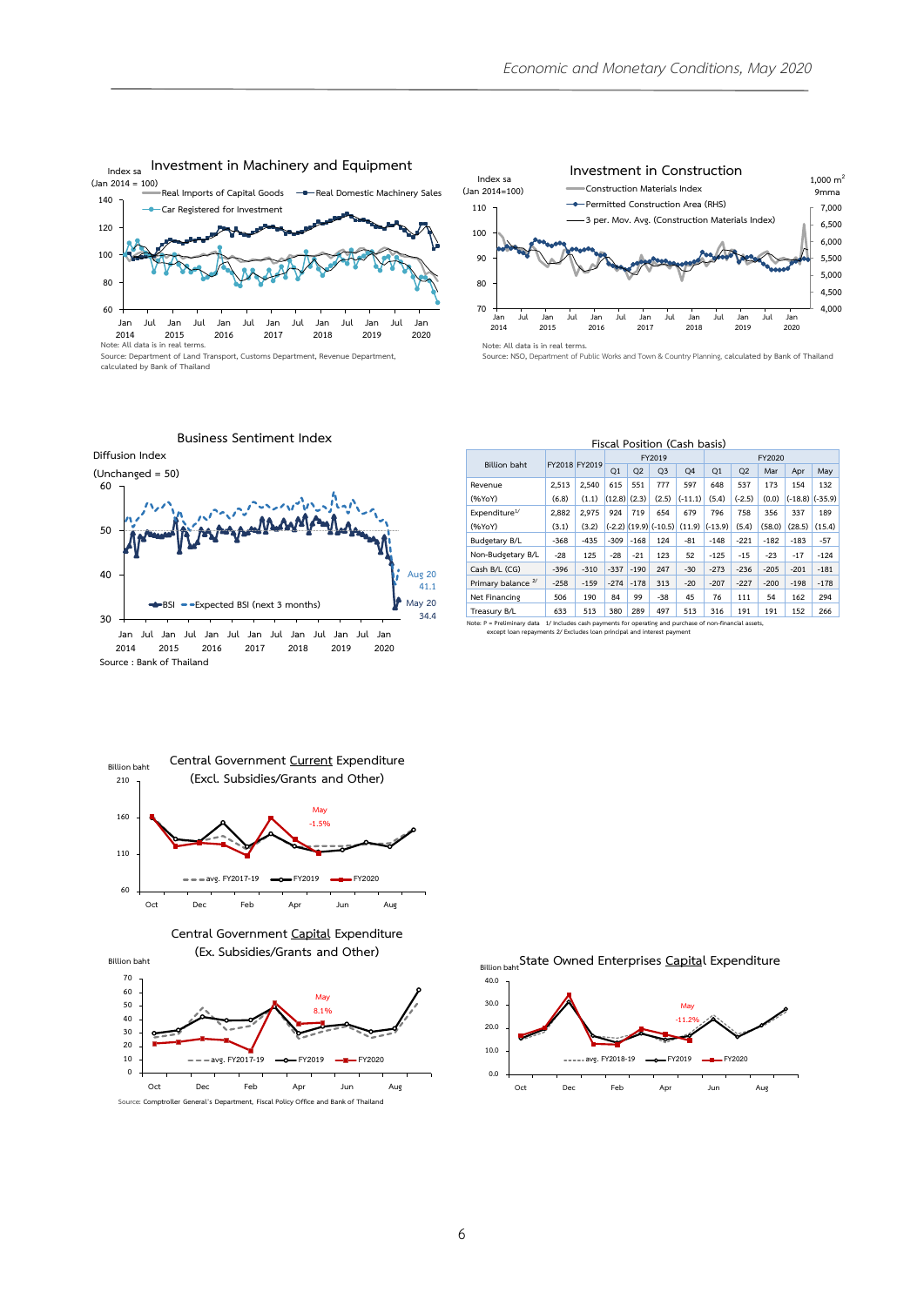**Investment in Machinery and Equipment**

Index sa (Jan 2014 = 100)

Real Imports of Capital Goods; Real Domestic Machinery Sales; Car Registered for Investment

Note: All data is in real terms.
Source: Department of Land Transport, Customs Department, Revenue Department, calculated by Bank of Thailand

**Investment in Construction**

Index sa (Jan 2014=100); 1,000 m² 9mma

Construction Materials Index; Permitted Construction Area (RHS); 3 per. Mov. Avg. (Construction Materials Index)

Note: All data is in real terms.
Source: NSO, Department of Public Works and Town & Country Planning, calculated by Bank of Thailand

**Business Sentiment Index**

Diffusion Index (Unchanged = 50)

BSI; Expected BSI (next 3 months)

Aug 20: 41.1; May 20: 34.4

Source : Bank of Thailand

**Fiscal Position (Cash basis)**

| Billion baht | FY2018 | FY2019 | FY2019 | | | | FY2020 | | | | |
|---|---|---|---|---|---|---|---|---|---|---|---|
| | | | Q1 | Q2 | Q3 | Q4 | Q1 | Q2 | Mar | Apr | May |
| Revenue | 2,513 | 2,540 | 615 | 551 | 777 | 597 | 648 | 537 | 173 | 154 | 132 |
| (%YoY) | (6.8) | (1.1) | (12.8) | (2.3) | (2.5) | (-11.1) | (5.4) | (-2.5) | (0.0) | (-18.8) | (-35.9) |
| Expenditure[1/] | 2,882 | 2,975 | 924 | 719 | 654 | 679 | 796 | 758 | 356 | 337 | 189 |
| (%YoY) | (3.1) | (3.2) | (-2.2) | (19.9) | (-10.5) | (11.9) | (-13.9) | (5.4) | (58.0) | (28.5) | (15.4) |
| Budgetary B/L | -368 | -435 | -309 | -168 | 124 | -81 | -148 | -221 | -182 | -183 | -57 |
| Non-Budgetary B/L | -28 | 125 | -28 | -21 | 123 | 52 | -125 | -15 | -23 | -17 | -124 |
| Cash B/L (CG) | -396 | -310 | -337 | -190 | 247 | -30 | -273 | -236 | -205 | -201 | -181 |
| Primary balance [2/] | -258 | -159 | -274 | -178 | 313 | -20 | -207 | -227 | -200 | -198 | -178 |
| Net Financing | 506 | 190 | 84 | 99 | -38 | 45 | 76 | 111 | 54 | 162 | 294 |
| Treasury B/L | 633 | 513 | 380 | 289 | 497 | 513 | 316 | 191 | 191 | 152 | 266 |

Note: P = Preliminary data 1/ Includes cash payments for operating and purchase of non-financial assets, except loan repayments 2/ Excludes loan principal and interest payment

**Central Government Current Expenditure (Excl. Subsidies/Grants and Other)**

Billion baht

avg. FY2017-19; FY2019; FY2020 — May -1.5%

**Central Government Capital Expenditure (Ex. Subsidies/Grants and Other)**

Billion baht

avg. FY2017-19; FY2019; FY2020 — May 8.1%

**State Owned Enterprises Capital Expenditure**

Billion baht

avg. FY2018-19; FY2019; FY2020 — May -11.2%

Source: Comptroller General's Department, Fiscal Policy Office and Bank of Thailand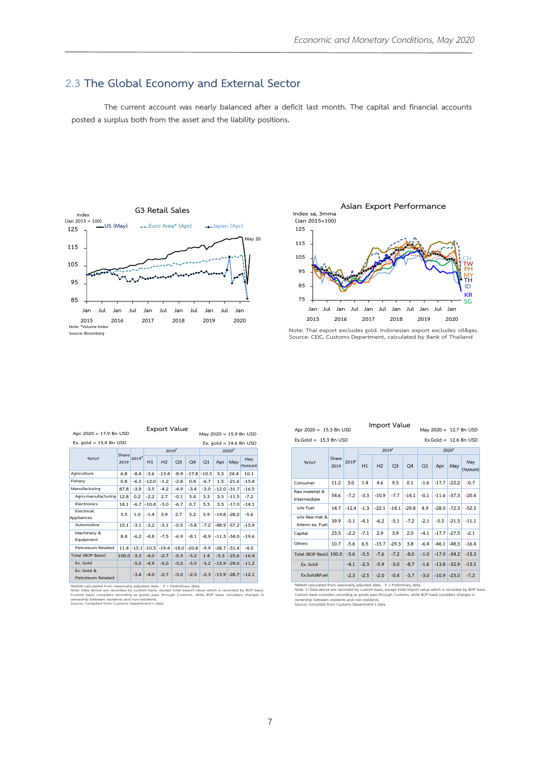## 2.3 The Global Economy and External Sector

The current account was nearly balanced after a deficit last month. The capital and financial accounts posted a surplus both from the asset and the liability positions.

**G3 Retail Sales**

Note: *Volume Index
Source: Bloomberg

**Asian Export Performance**

Note: Thai export excludes gold. Indonesian export excludes oil&gas.
Source: CEIC, Customs Department, calculated by Bank of Thailand

**Export Value**

Apr 2020 = 17.9 Bn USD
Ex. gold = 15.4 Bn USD

May 2020 = 15.9 Bn USD
Ex. gold = 14.6 Bn USD

| %YoY | Share 2019 | 2019[P] | 2019[P] H1 | H2 | Q3 | Q4 | 2020[P] Q1 | Apr | May | May (%MoM) |
|---|---|---|---|---|---|---|---|---|---|---|
| Agriculture | 6.8 | -8.4 | -3.6 | -13.4 | -8.9 | -17.8 | -10.5 | 3.3 | 24.4 | 10.1 |
| Fishery | 0.8 | -6.5 | -12.0 | -1.2 | -2.8 | 0.4 | -6.7 | 1.5 | -21.6 | -15.4 |
| Manufacturing | 87.8 | -3.9 | -3.5 | -4.2 | -4.9 | -3.4 | -3.0 | -12.0 | -31.7 | -16.5 |
| Agro-manufacturing | 12.8 | 0.2 | -2.2 | 2.7 | -0.1 | 5.4 | 3.3 | 3.3 | -11.5 | -7.2 |
| Electronics | 14.1 | -6.7 | -10.4 | -3.0 | -6.7 | 0.7 | 5.3 | 3.3 | -17.0 | -14.1 |
| Electrical Appliances | 5.5 | 1.0 | -1.4 | 3.9 | 2.7 | 5.2 | 5.9 | -19.8 | -28.2 | -5.6 |
| Automotive | 15.1 | -3.1 | -3.2 | -3.1 | -0.5 | -5.8 | -7.2 | -48.9 | -57.2 | -15.9 |
| Machinery & Equipment | 8.4 | -6.2 | -4.8 | -7.5 | -6.9 | -8.1 | -8.9 | -11.5 | -34.0 | -19.6 |
| Petroleum Related | 11.4 | -15.1 | -10.5 | -19.4 | -18.0 | -20.8 | -9.9 | -28.7 | -31.4 | -4.0 |
| Total (BOP Basis) | 100.0 | -3.3 | -4.0 | -2.7 | -0.3 | -5.2 | 1.4 | -3.3 | -23.6 | -16.4 |
| Ex. Gold | | -5.0 | -4.9 | -5.0 | -5.0 | -5.0 | -3.2 | -15.9 | -29.0 | -11.2 |
| Ex. Gold & Petroleum Related | | -3.4 | -4.0 | -2.7 | -3.0 | -2.5 | -2.3 | -13.9 | -28.7 | -12.1 |

%MoM calculated from seasonally adjusted data. P = Preliminary data.
Note: Data above are recorded by custom basis, except total export value which is recorded by BOP basis. Custom basis considers recording as goods pass through Customs, while BOP basis considers changes in ownership between residents and non-residents.
Source: Compiled from Customs Department's data

**Import Value**

Apr 2020 = 15.3 Bn USD
Ex.Gold = 15.3 Bn USD

May 2020 = 12.7 Bn USD
Ex.Gold = 12.6 Bn USD

| %YoY | Share 2019 | 2019[P] | 2019[P] H1 | H2 | Q3 | Q4 | 2020[P] Q1 | Apr | May | May (%MoM) |
|---|---|---|---|---|---|---|---|---|---|---|
| Consumer | 11.2 | 3.0 | 1.4 | 4.6 | 9.5 | 0.1 | -1.6 | -17.7 | -22.2 | -0.7 |
| Raw material & Intermediate | 54.6 | -7.2 | -3.3 | -10.9 | -7.7 | -14.1 | -0.1 | -11.6 | -37.3 | -20.4 |
| o/w Fuel | 14.7 | -12.4 | -1.3 | -22.1 | -14.1 | -29.8 | 4.9 | -28.0 | -72.5 | -52.5 |
| o/w Raw mat & Interm ex. Fuel | 39.9 | -5.1 | -4.1 | -6.2 | -5.1 | -7.2 | -2.1 | -5.5 | -21.5 | -11.1 |
| Capital | 23.5 | -2.2 | -7.1 | 2.9 | 3.9 | 2.0 | -4.1 | -17.7 | -27.5 | -2.1 |
| Others | 10.7 | -5.6 | 6.5 | -15.7 | -29.3 | 3.8 | -6.4 | -46.1 | -48.3 | -16.4 |
| Total (BOP Basis) | 100.0 | -5.6 | -3.5 | -7.6 | -7.2 | -8.0 | -1.0 | -17.0 | -34.2 | -13.3 |
| Ex. Gold | | -4.1 | -2.3 | -5.9 | -3.0 | -8.7 | -1.6 | -13.8 | -32.9 | -13.5 |
| Ex.Gold&Fuel | | -2.3 | -2.5 | -2.0 | -0.4 | -3.7 | -3.0 | -10.9 | -23.0 | -7.2 |

%MoM calculated from seasonally adjusted data. P = Preliminary data.
Note: 1/ Data above are recorded by custom basis, except total import value which is recorded by BOP basis. Custom basis considers recording as goods pass through Customs, while BOP basis considers changes in ownership between residents and non-residents.
Source: Compiled from Customs Department's data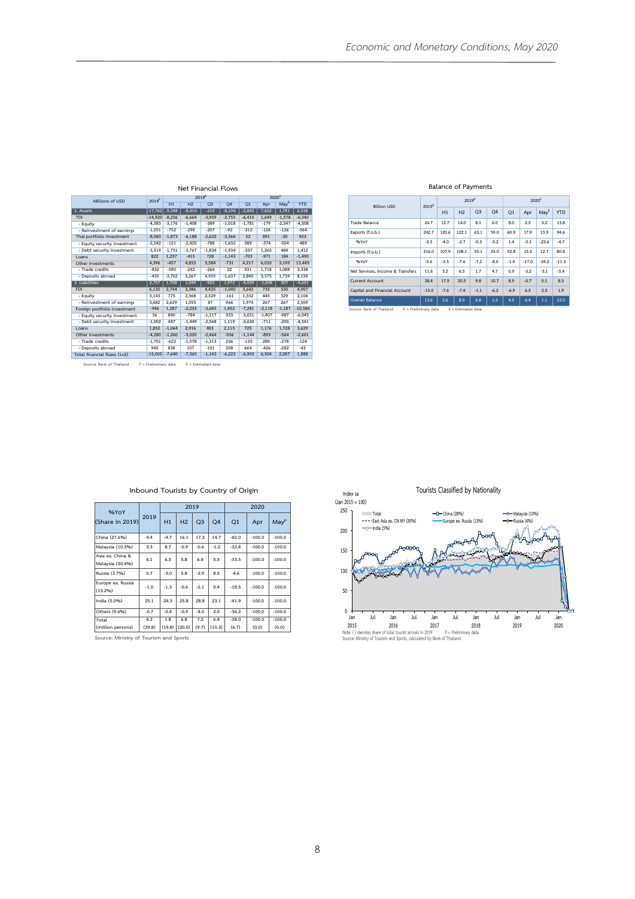## Net Financial Flows

| Millions of USD | 2019^P | 2019^P | | | | 2020^P | | | |
|---|---|---|---|---|---|---|---|---|---|
| | | H1 | H2 | Q3 | Q4 | Q1 | Apr | May^E | YTD |
| 1. Assets | -17,762 | -9,348 | -8,414 | -219 | -8,194 | -2,845 | 7,602 | 1,781 | 6,538 |
| TDI | -14,920 | -8,256 | -6,664 | -3,909 | -2,755 | -6,410 | 1,649 | -1,578 | -6,340 |
| - Equity | -4,583 | -3,176 | -1,408 | -389 | -1,018 | -1,781 | -179 | -2,547 | -4,508 |
| - Reinvestment of earnings | -1,051 | -752 | -299 | -207 | -92 | -312 | -126 | -126 | -564 |
| Thai portfolio investment | -8,060 | -1,873 | -6,188 | -2,622 | -3,566 | 52 | 891 | -20 | 923 |
| - Equity security investment | -2,542 | -121 | -2,420 | -788 | -1,632 | 389 | -374 | -504 | -489 |
| - Debt security investment | -5,519 | -1,751 | -3,767 | -1,834 | -1,934 | -337 | 1,265 | 484 | 1,412 |
| Loans | 822 | 1,237 | -415 | 728 | -1,143 | -703 | -971 | 184 | -1,490 |
| Other investments | 4,396 | -457 | 4,853 | 5,584 | -731 | 4,217 | 6,033 | 3,195 | 13,445 |
| - Trade credits | -832 | -590 | -242 | -264 | 22 | 531 | 1,718 | 1,088 | 3,338 |
| - Deposits abroad | -435 | -3,702 | 3,267 | 4,905 | -1,637 | 2,845 | 3,575 | 1,739 | 8,159 |
| 2. Liabilities | 2,757 | 1,708 | 1,049 | -923 | 1,972 | -4,059 | -1,098 | 507 | -4,651 |
| FDI | 6,130 | 2,744 | 3,386 | 4,425 | -1,040 | 3,642 | 735 | 530 | 4,907 |
| - Equity | 3,143 | 775 | 2,368 | 2,529 | -161 | 1,332 | 445 | 329 | 2,106 |
| - Reinvestment of earnings | 3,682 | 2,629 | 1,053 | 87 | 966 | 1,974 | 267 | 267 | 2,509 |
| Foreign portfolio investment | -946 | 1,287 | -2,233 | -3,685 | 1,452 | -7,281 | -2,118 | -1,187 | -10,586 |
| - Equity security investment | 56 | 840 | -784 | -1,117 | 333 | -3,651 | -1,407 | -987 | -6,045 |
| - Debt security investment | -1,002 | 447 | -1,449 | -2,568 | 1,119 | -3,630 | -711 | -200 | -4,541 |
| Loans | 1,852 | -1,064 | 2,916 | 801 | 2,115 | 725 | 1,176 | 1,728 | 3,629 |
| Other investments | -4,280 | -1,260 | -3,020 | -2,464 | -556 | -1,144 | -893 | -564 | -2,601 |
| - Trade credits | -1,701 | -623 | -1,078 | -1,313 | 236 | -135 | 289 | -278 | -124 |
| - Deposits abroad | 945 | 838 | 107 | -101 | 208 | 664 | -426 | -282 | -43 |
| Total financial flows (1+2) | -15,005 | -7,640 | -7,365 | -1,143 | -6,222 | -6,903 | 6,504 | 2,287 | 1,888 |

Source: Bank of Thailand  P = Preliminary data  E = Estimated data

## Balance of Payments

| Billion USD | 2019^P | 2019^P | | | | 2020^P | | | |
|---|---|---|---|---|---|---|---|---|---|
| | | H1 | H2 | Q3 | Q4 | Q1 | Apr | May^E | YTD |
| Trade Balance | 26.7 | 12.7 | 14.0 | 8.1 | 6.0 | 8.0 | 2.5 | 3.2 | 13.8 |
| Exports (f.o.b.) | 242.7 | 120.6 | 122.1 | 63.1 | 59.0 | 60.9 | 17.9 | 15.9 | 94.6 |
| %YoY | -3.3 | -4.0 | -2.7 | -0.3 | -5.2 | 1.4 | -3.3 | -23.6 | -4.7 |
| Imports (f.o.b.) | 216.0 | 107.9 | 108.1 | 55.1 | 53.0 | 52.8 | 15.3 | 12.7 | 80.8 |
| %YoY | -5.6 | -3.5 | -7.6 | -7.2 | -8.0 | -1.0 | -17.0 | -34.2 | -11.3 |
| Net Services, Income & Transfers | 11.6 | 5.2 | 6.5 | 1.7 | 4.7 | 0.9 | -3.2 | -3.1 | -5.4 |
| Current Account | 38.4 | 17.9 | 20.5 | 9.8 | 10.7 | 8.9 | -0.7 | 0.1 | 8.3 |
| Capital and Financial Account | -15.0 | -7.6 | -7.4 | -1.1 | -6.2 | -6.9 | 6.5 | 2.3 | 1.9 |
| Overall Balance | 13.6 | 5.6 | 8.0 | 6.8 | 1.3 | 4.5 | 6.4 | 1.1 | 12.0 |

Source: Bank of Thailand  P = Preliminary data  E = Estimated data

## Inbound Tourists by Country of Origin

| %YoY (Share in 2019) | 2019 | 2019 | | | | 2020 | | |
|---|---|---|---|---|---|---|---|---|
| | | H1 | H2 | Q3 | Q4 | Q1 | Apr | May^P |
| China (27.6%) | 4.4 | -4.7 | 16.1 | 17.3 | 14.7 | -60.0 | -100.0 | -100.0 |
| Malaysia (10.5%) | 3.3 | 8.7 | -0.9 | -0.6 | -1.2 | -32.4 | -100.0 | -100.0 |
| Asia ex. China & Malaysia (30.4%) | 6.1 | 6.3 | 5.8 | 6.4 | 5.3 | -35.5 | -100.0 | -100.0 |
| Russia (3.7%) | 0.7 | -3.0 | 5.8 | -2.9 | 8.5 | -4.6 | -100.0 | -100.0 |
| Europe ex. Russia (13.2%) | -1.0 | -1.3 | -0.6 | -2.1 | 0.4 | -18.5 | -100.0 | -100.0 |
| India (5.0%) | 25.1 | 24.3 | 25.8 | 28.8 | 23.1 | -41.9 | -100.0 | -100.0 |
| Others (9.6%) | -0.7 | -0.4 | -0.9 | -4.0 | 2.0 | -36.2 | -100.0 | -100.0 |
| Total (million persons) | 4.2 (39.8) | 1.8 (19.8) | 6.8 (20.0) | 7.2 (9.7) | 6.4 (10.3) | -38.0 (6.7) | -100.0 (0.0) | -100.0 (0.0) |

Source: Ministry of Tourism and Sports

## Tourists Classified by Nationality

Index sa (Jan 2015 = 100)

Note: ( ) denotes share of total tourist arrivals in 2019  P = Preliminary data
Source: Ministry of Tourism and Sports, calculated by Bank of Thailand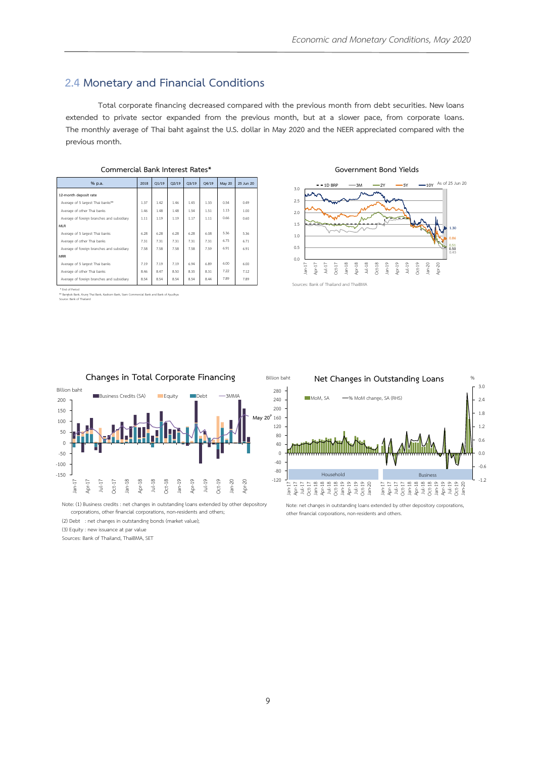## 2.4 Monetary and Financial Conditions

Total corporate financing decreased compared with the previous month from debt securities. New loans extended to private sector expanded from the previous month, but at a slower pace, from corporate loans. The monthly average of Thai baht against the U.S. dollar in May 2020 and the NEER appreciated compared with the previous month.

**Commercial Bank Interest Rates***

| % p.a. | 2018 | Q1/19 | Q2/19 | Q3/19 | Q4/19 | May 20 | 25 Jun 20 |
|---|---|---|---|---|---|---|---|
| 12-month deposit rate | | | | | | | |
| Average of 5 largest Thai banks** | 1.37 | 1.42 | 1.46 | 1.45 | 1.33 | 0.54 | 0.49 |
| Average of other Thai banks | 1.46 | 1.48 | 1.48 | 1.54 | 1.51 | 1.13 | 1.00 |
| Average of foreign branches and subsidiary | 1.11 | 1.19 | 1.19 | 1.17 | 1.11 | 0.66 | 0.60 |
| MLR | | | | | | | |
| Average of 5 largest Thai banks | 6.28 | 6.28 | 6.28 | 6.28 | 6.08 | 5.36 | 5.36 |
| Average of other Thai banks | 7.31 | 7.31 | 7.31 | 7.31 | 7.31 | 6.75 | 6.71 |
| Average of foreign branches and subsidiary | 7.58 | 7.58 | 7.58 | 7.58 | 7.59 | 6.91 | 6.91 |
| MRR | | | | | | | |
| Average of 5 largest Thai banks | 7.19 | 7.19 | 7.19 | 6.94 | 6.89 | 6.00 | 6.00 |
| Average of other Thai banks | 8.46 | 8.47 | 8.50 | 8.35 | 8.31 | 7.22 | 7.12 |
| Average of foreign branches and subsidiary | 8.54 | 8.54 | 8.54 | 8.54 | 8.44 | 7.89 | 7.89 |

\* End of Period
\** Bangkok Bank, Krung Thai Bank, Kasikorn Bank, Siam Commercial Bank and Bank of Ayudhya
Source: Bank of Thailand

**Government Bond Yields**

Sources: Bank of Thailand and ThaiBMA

**Changes in Total Corporate Financing**

Note: (1) Business credits : net changes in outstanding loans extended by other depository corporations, other financial corporations, non-residents and others;
(2) Debt : net changes in outstanding bonds (market value);
(3) Equity : new issuance at par value
Sources: Bank of Thailand, ThaiBMA, SET

**Net Changes in Outstanding Loans**

Note: net changes in outstanding loans extended by other depository corporations, other financial corporations, non-residents and others.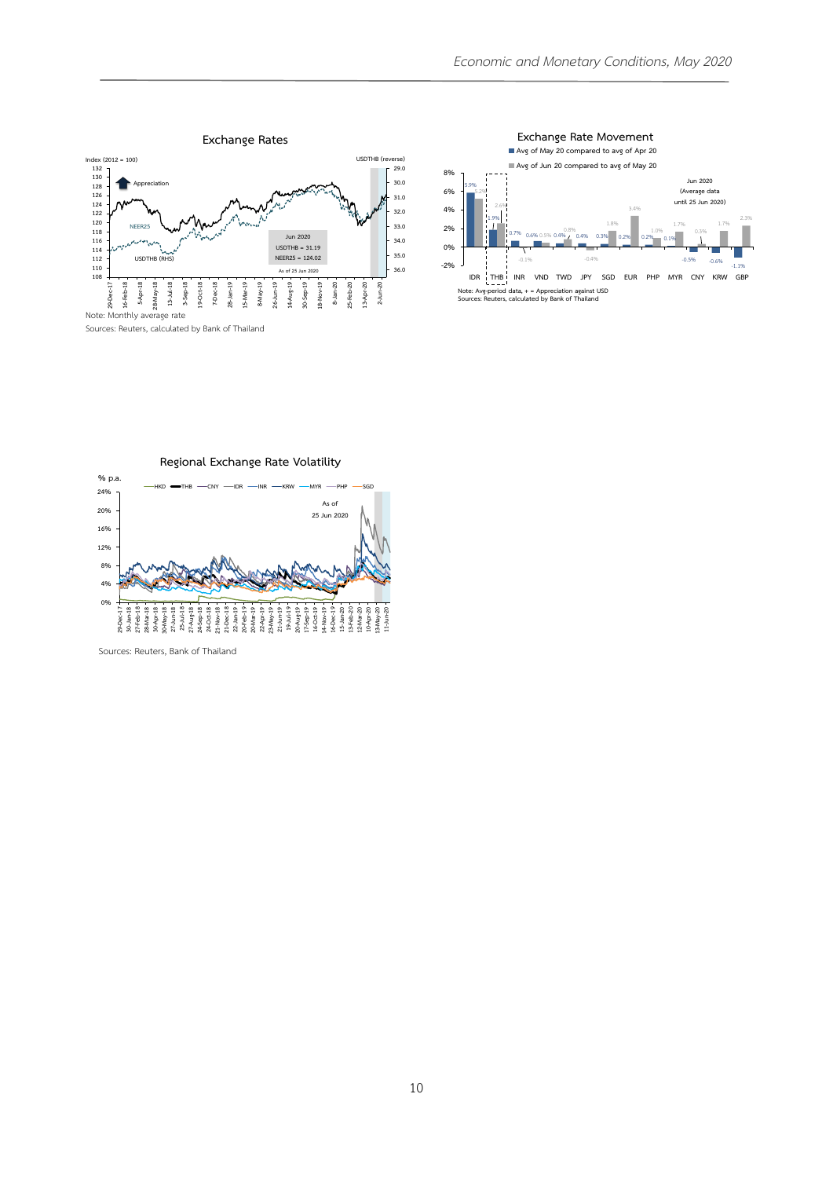## Exchange Rates

Note: Monthly average rate

Sources: Reuters, calculated by Bank of Thailand

## Exchange Rate Movement

Note: Avg-period data, + = Appreciation against USD

Sources: Reuters, calculated by Bank of Thailand

## Regional Exchange Rate Volatility

Sources: Reuters, Bank of Thailand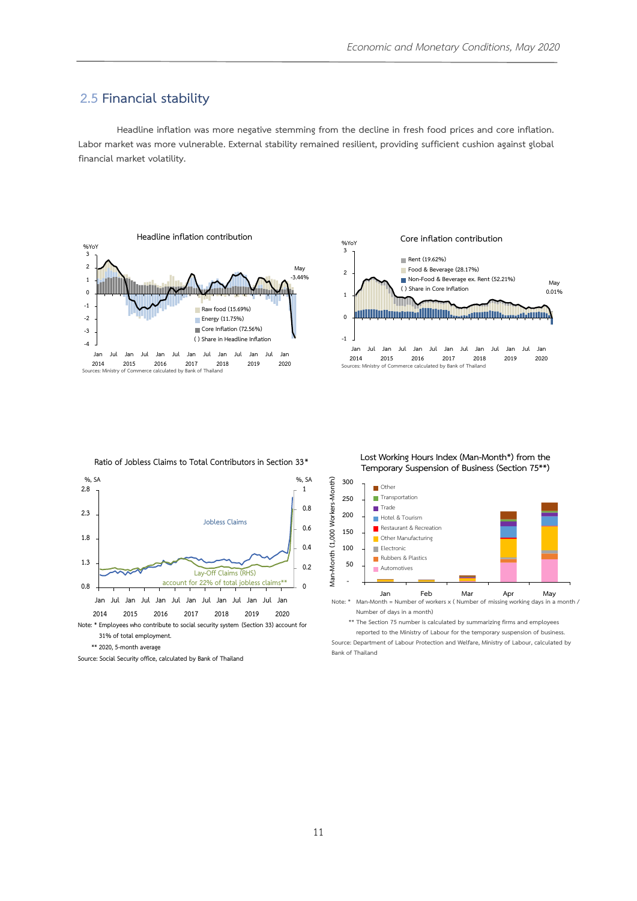## 2.5 Financial stability

Headline inflation was more negative stemming from the decline in fresh food prices and core inflation. Labor market was more vulnerable. External stability remained resilient, providing sufficient cushion against global financial market volatility.

Headline inflation contribution

Sources: Ministry of Commerce calculated by Bank of Thailand

Core inflation contribution

Sources: Ministry of Commerce calculated by Bank of Thailand

Ratio of Jobless Claims to Total Contributors in Section 33*

Note: * Employees who contribute to social security system (Section 33) account for 31% of total employment.

** 2020, 5-month average

Source: Social Security office, calculated by Bank of Thailand

Lost Working Hours Index (Man-Month*) from the Temporary Suspension of Business (Section 75**)

Note: * Man-Month = Number of workers x ( Number of missing working days in a month / Number of days in a month)

** The Section 75 number is calculated by summarizing firms and employees reported to the Ministry of Labour for the temporary suspension of business.

Source: Department of Labour Protection and Welfare, Ministry of Labour, calculated by Bank of Thailand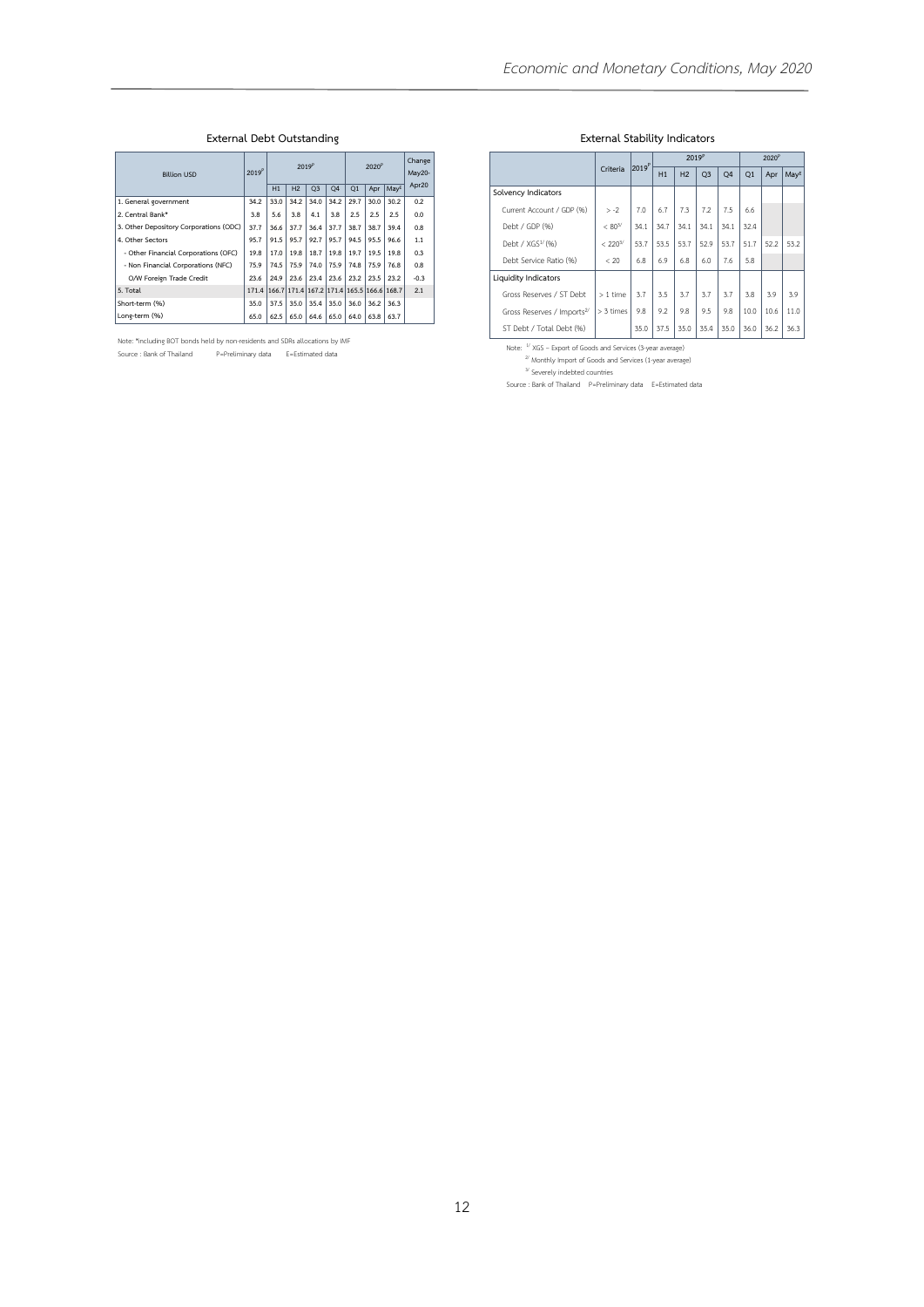## External Debt Outstanding

| Billion USD | 2019P | 2019P | | | | 2020P | | | Change May20-Apr20 |
|---|---|---|---|---|---|---|---|---|---|
| | | H1 | H2 | Q3 | Q4 | Q1 | Apr | MayE | |
| 1. General government | 34.2 | 33.0 | 34.2 | 34.0 | 34.2 | 29.7 | 30.0 | 30.2 | 0.2 |
| 2. Central Bank* | 3.8 | 5.6 | 3.8 | 4.1 | 3.8 | 2.5 | 2.5 | 2.5 | 0.0 |
| 3. Other Depository Corporations (ODC) | 37.7 | 36.6 | 37.7 | 36.4 | 37.7 | 38.7 | 38.7 | 39.4 | 0.8 |
| 4. Other Sectors | 95.7 | 91.5 | 95.7 | 92.7 | 95.7 | 94.5 | 95.5 | 96.6 | 1.1 |
| - Other Financial Corporations (OFC) | 19.8 | 17.0 | 19.8 | 18.7 | 19.8 | 19.7 | 19.5 | 19.8 | 0.3 |
| - Non Financial Corporations (NFC) | 75.9 | 74.5 | 75.9 | 74.0 | 75.9 | 74.8 | 75.9 | 76.8 | 0.8 |
| O/W Foreign Trade Credit | 23.6 | 24.9 | 23.6 | 23.4 | 23.6 | 23.2 | 23.5 | 23.2 | -0.3 |
| 5. Total | 171.4 | 166.7 | 171.4 | 167.2 | 171.4 | 165.5 | 166.6 | 168.7 | 2.1 |
| Short-term (%) | 35.0 | 37.5 | 35.0 | 35.4 | 35.0 | 36.0 | 36.2 | 36.3 | |
| Long-term (%) | 65.0 | 62.5 | 65.0 | 64.6 | 65.0 | 64.0 | 63.8 | 63.7 | |

Note: *including BOT bonds held by non-residents and SDRs allocations by IMF

Source : Bank of Thailand P=Preliminary data E=Estimated data

## External Stability Indicators

| | Criteria | 2019P | 2019P | | | | 2020P | | |
|---|---|---|---|---|---|---|---|---|---|
| | | | H1 | H2 | Q3 | Q4 | Q1 | Apr | MayE |
| **Solvency Indicators** | | | | | | | | | |
| Current Account / GDP (%) | > -2 | 7.0 | 6.7 | 7.3 | 7.2 | 7.5 | 6.6 | | |
| Debt / GDP (%) | < 80[3/] | 34.1 | 34.7 | 34.1 | 34.1 | 34.1 | 32.4 | | |
| Debt / XGS[1/] (%) | < 220[3/] | 53.7 | 53.5 | 53.7 | 52.9 | 53.7 | 51.7 | 52.2 | 53.2 |
| Debt Service Ratio (%) | < 20 | 6.8 | 6.9 | 6.8 | 6.0 | 7.6 | 5.8 | | |
| **Liquidity Indicators** | | | | | | | | | |
| Gross Reserves / ST Debt | > 1 time | 3.7 | 3.5 | 3.7 | 3.7 | 3.7 | 3.8 | 3.9 | 3.9 |
| Gross Reserves / Imports[2/] | > 3 times | 9.8 | 9.2 | 9.8 | 9.5 | 9.8 | 10.0 | 10.6 | 11.0 |
| ST Debt / Total Debt (%) | | 35.0 | 37.5 | 35.0 | 35.4 | 35.0 | 36.0 | 36.2 | 36.3 |

Note: [1/] XGS – Export of Goods and Services (3-year average)

[2/] Monthly Import of Goods and Services (1-year average)

[3/] Severely indebted countries

Source : Bank of Thailand P=Preliminary data E=Estimated data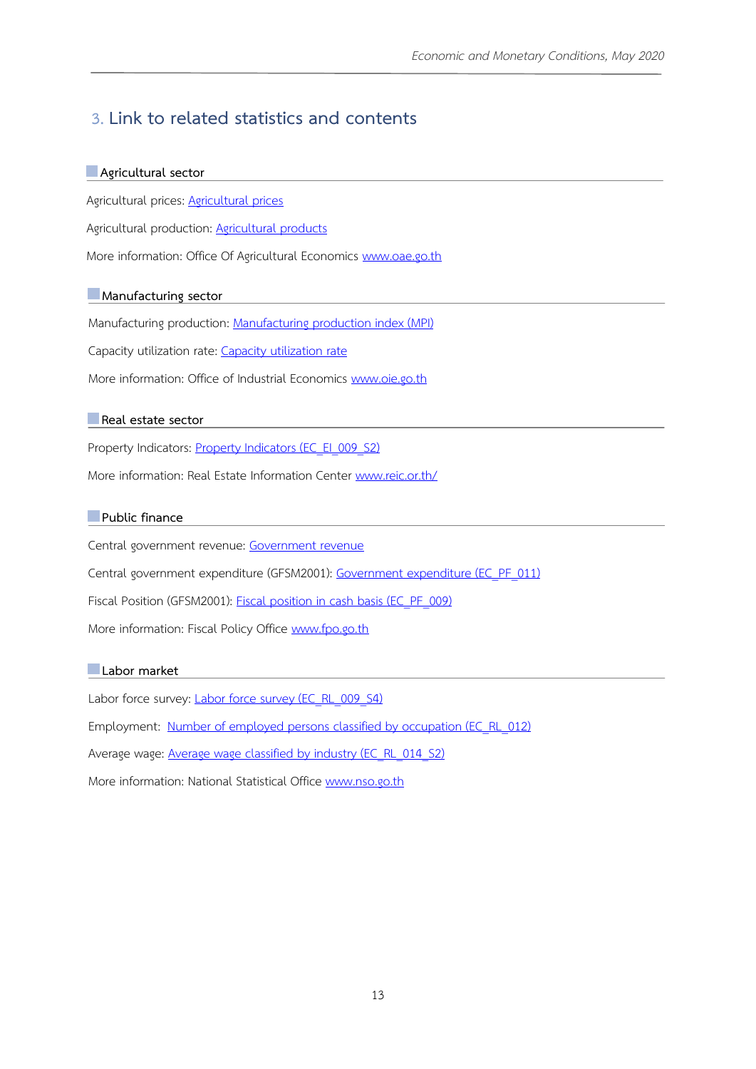## 3. Link to related statistics and contents

### Agricultural sector

Agricultural prices: Agricultural prices

Agricultural production: Agricultural products

More information: Office Of Agricultural Economics www.oae.go.th

### Manufacturing sector

Manufacturing production: Manufacturing production index (MPI)

Capacity utilization rate: Capacity utilization rate

More information: Office of Industrial Economics www.oie.go.th

### Real estate sector

Property Indicators: Property Indicators (EC_EI_009_S2)

More information: Real Estate Information Center www.reic.or.th/

### Public finance

Central government revenue: Government revenue

Central government expenditure (GFSM2001): Government expenditure (EC_PF_011)

Fiscal Position (GFSM2001): Fiscal position in cash basis (EC_PF_009)

More information: Fiscal Policy Office www.fpo.go.th

### Labor market

Labor force survey: Labor force survey (EC_RL_009_S4)

Employment: Number of employed persons classified by occupation (EC_RL_012)

Average wage: Average wage classified by industry (EC_RL_014_S2)

More information: National Statistical Office www.nso.go.th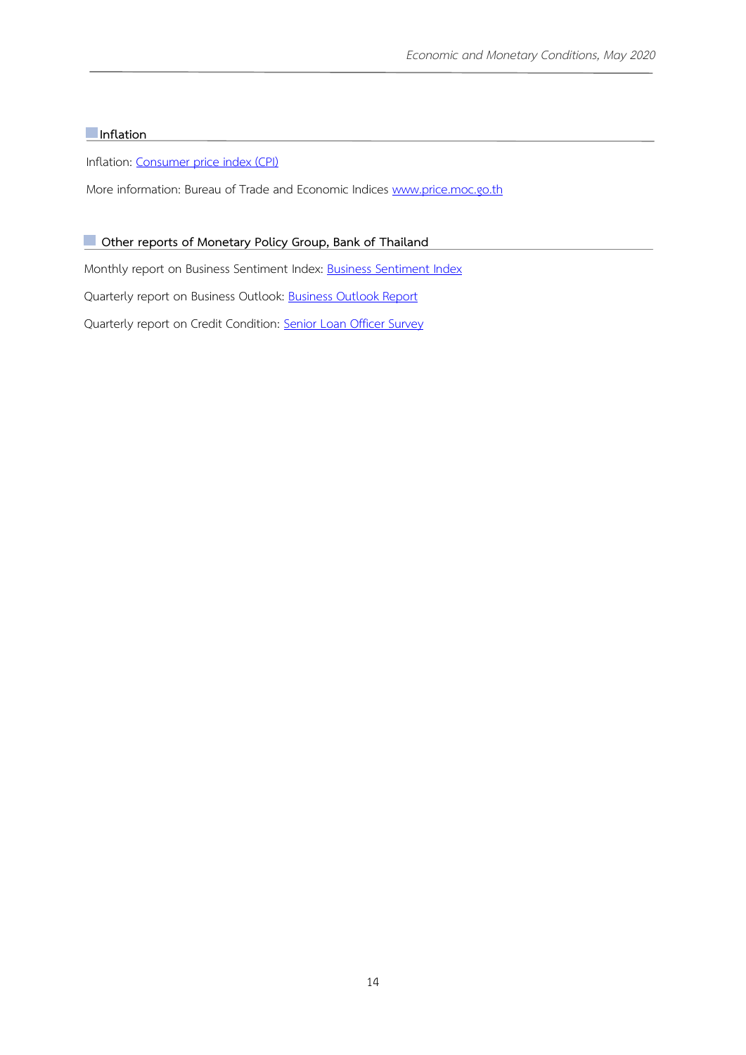## Inflation

Inflation: Consumer price index (CPI)

More information: Bureau of Trade and Economic Indices www.price.moc.go.th

## Other reports of Monetary Policy Group, Bank of Thailand

Monthly report on Business Sentiment Index: Business Sentiment Index

Quarterly report on Business Outlook: Business Outlook Report

Quarterly report on Credit Condition: Senior Loan Officer Survey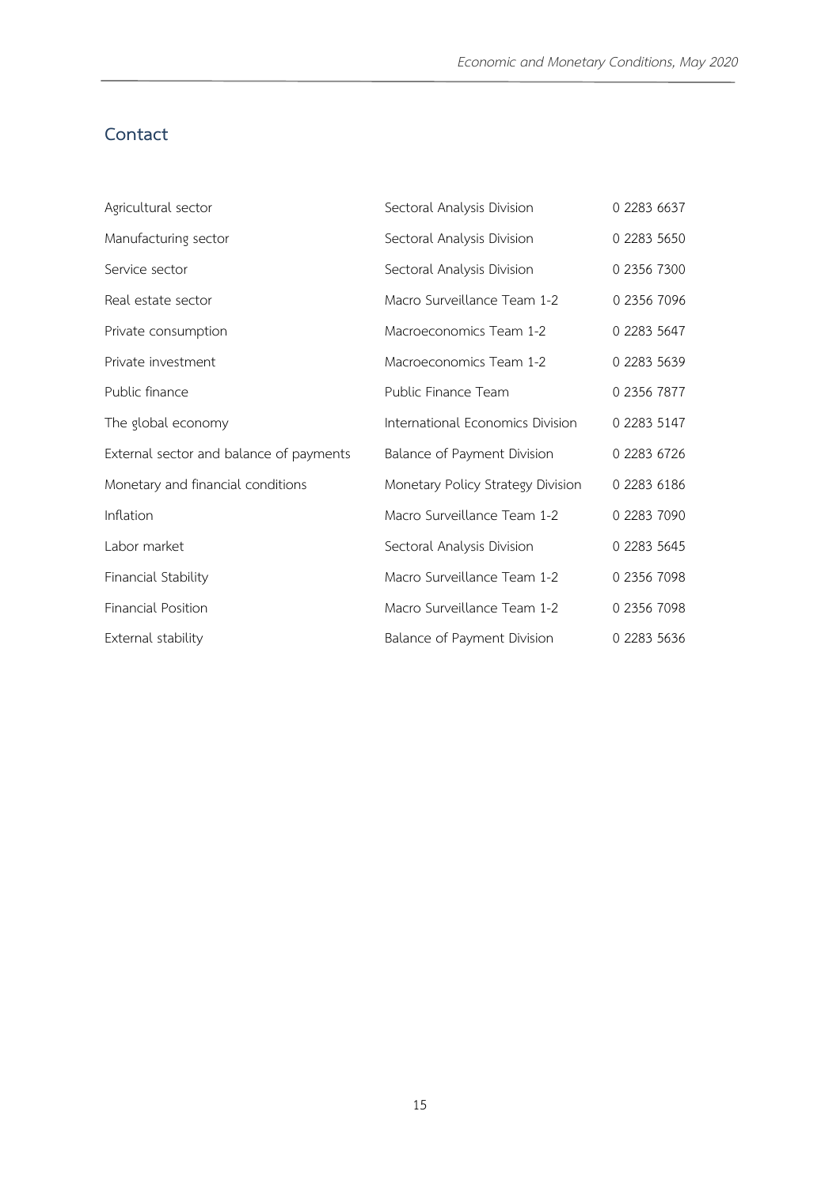## Contact

| | | |
|---|---|---|
| Agricultural sector | Sectoral Analysis Division | 0 2283 6637 |
| Manufacturing sector | Sectoral Analysis Division | 0 2283 5650 |
| Service sector | Sectoral Analysis Division | 0 2356 7300 |
| Real estate sector | Macro Surveillance Team 1-2 | 0 2356 7096 |
| Private consumption | Macroeconomics Team 1-2 | 0 2283 5647 |
| Private investment | Macroeconomics Team 1-2 | 0 2283 5639 |
| Public finance | Public Finance Team | 0 2356 7877 |
| The global economy | International Economics Division | 0 2283 5147 |
| External sector and balance of payments | Balance of Payment Division | 0 2283 6726 |
| Monetary and financial conditions | Monetary Policy Strategy Division | 0 2283 6186 |
| Inflation | Macro Surveillance Team 1-2 | 0 2283 7090 |
| Labor market | Sectoral Analysis Division | 0 2283 5645 |
| Financial Stability | Macro Surveillance Team 1-2 | 0 2356 7098 |
| Financial Position | Macro Surveillance Team 1-2 | 0 2356 7098 |
| External stability | Balance of Payment Division | 0 2283 5636 |